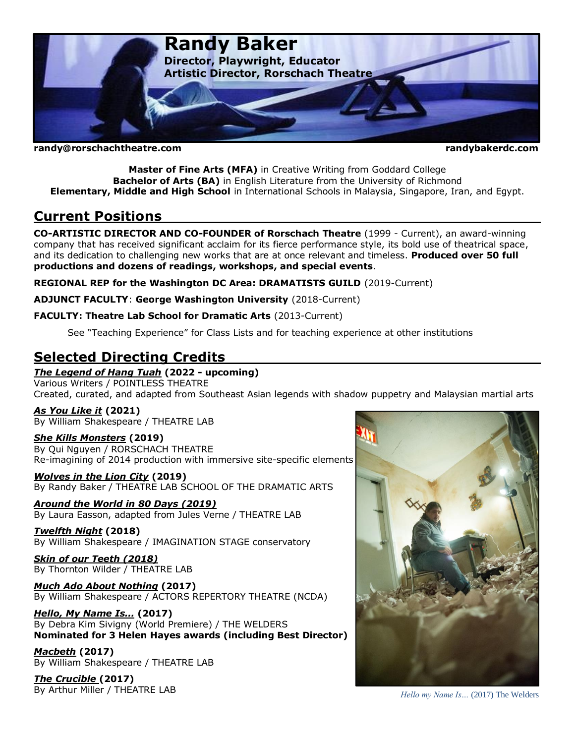# Randy Baker

**Director, Playwright, Educator**
**Artistic Director, Rorschach Theatre**

**randy@rorschachtheatre.com** **randybakerdc.com**

**Master of Fine Arts (MFA)** in Creative Writing from Goddard College
**Bachelor of Arts (BA)** in English Literature from the University of Richmond
**Elementary, Middle and High School** in International Schools in Malaysia, Singapore, Iran, and Egypt.

## Current Positions

**CO-ARTISTIC DIRECTOR AND CO-FOUNDER of Rorschach Theatre** (1999 - Current), an award-winning company that has received significant acclaim for its fierce performance style, its bold use of theatrical space, and its dedication to challenging new works that are at once relevant and timeless. **Produced over 50 full productions and dozens of readings, workshops, and special events**.

**REGIONAL REP for the Washington DC Area: DRAMATISTS GUILD** (2019-Current)

**ADJUNCT FACULTY**: **George Washington University** (2018-Current)

**FACULTY: Theatre Lab School for Dramatic Arts** (2013-Current)

See "Teaching Experience" for Class Lists and for teaching experience at other institutions

## Selected Directing Credits

***The Legend of Hang Tuah*** **(2022 - upcoming)**
Various Writers / POINTLESS THEATRE
Created, curated, and adapted from Southeast Asian legends with shadow puppetry and Malaysian martial arts

***As You Like it*** **(2021)**
By William Shakespeare / THEATRE LAB

***She Kills Monsters*** **(2019)**
By Qui Nguyen / RORSCHACH THEATRE
Re-imagining of 2014 production with immersive site-specific elements

***Wolves in the Lion City*** **(2019)**
By Randy Baker / THEATRE LAB SCHOOL OF THE DRAMATIC ARTS

***Around the World in 80 Days (2019)***
By Laura Easson, adapted from Jules Verne / THEATRE LAB

***Twelfth Night*** **(2018)**
By William Shakespeare / IMAGINATION STAGE conservatory

***Skin of our Teeth (2018)***
By Thornton Wilder / THEATRE LAB

***Much Ado About Nothing*** **(2017)**
By William Shakespeare / ACTORS REPERTORY THEATRE (NCDA)

***Hello, My Name Is…*** **(2017)**
By Debra Kim Sivigny (World Premiere) / THE WELDERS
**Nominated for 3 Helen Hayes awards (including Best Director)**

***Macbeth*** **(2017)**
By William Shakespeare / THEATRE LAB

***The Crucible*** **(2017)**
By Arthur Miller / THEATRE LAB

*Hello my Name Is…* (2017) The Welders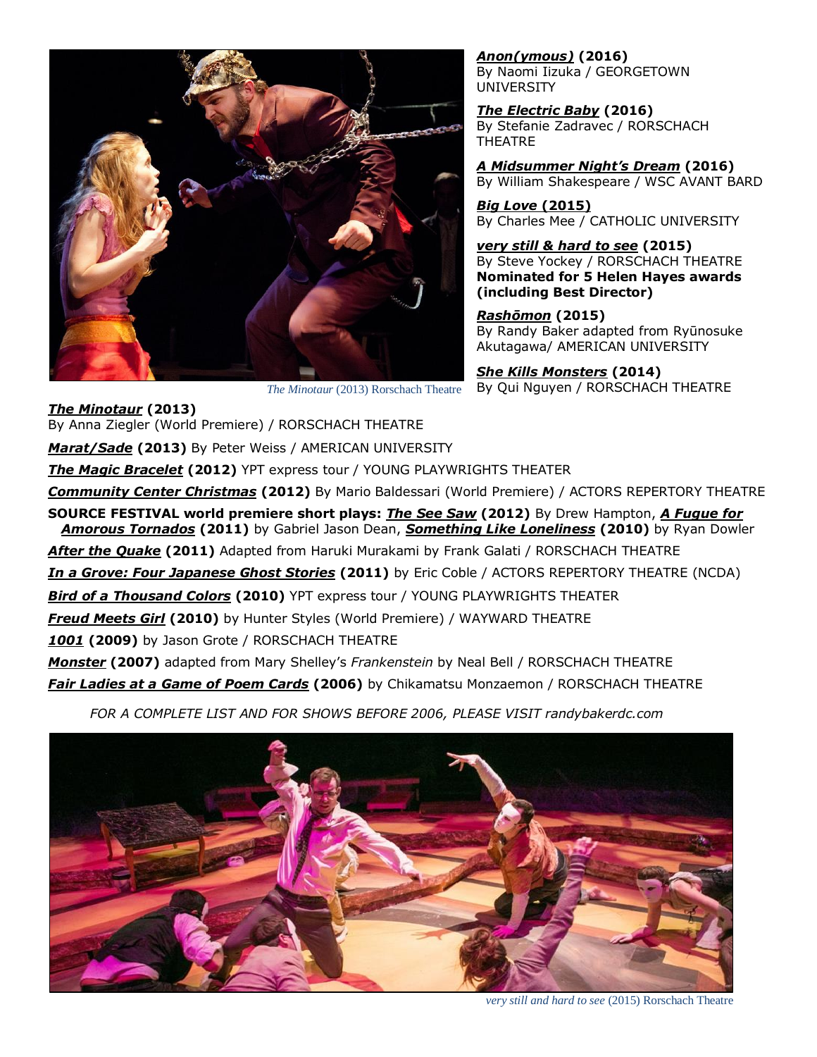*The Minotaur* (2013) Rorschach Theatre

***Anon(ymous)*** **(2016)**
By Naomi Iizuka / GEORGETOWN UNIVERSITY

***The Electric Baby*** **(2016)**
By Stefanie Zadravec / RORSCHACH THEATRE

***A Midsummer Night's Dream*** **(2016)**
By William Shakespeare / WSC AVANT BARD

***Big Love*** **(2015)**
By Charles Mee / CATHOLIC UNIVERSITY

***very still & hard to see*** **(2015)**
By Steve Yockey / RORSCHACH THEATRE
**Nominated for 5 Helen Hayes awards (including Best Director)**

***Rashōmon*** **(2015)**
By Randy Baker adapted from Ryūnosuke Akutagawa/ AMERICAN UNIVERSITY

***She Kills Monsters*** **(2014)**
By Qui Nguyen / RORSCHACH THEATRE

***The Minotaur*** **(2013)**
By Anna Ziegler (World Premiere) / RORSCHACH THEATRE

***Marat/Sade*** **(2013)** By Peter Weiss / AMERICAN UNIVERSITY

***The Magic Bracelet*** **(2012)** YPT express tour / YOUNG PLAYWRIGHTS THEATER

***Community Center Christmas*** **(2012)** By Mario Baldessari (World Premiere) / ACTORS REPERTORY THEATRE

**SOURCE FESTIVAL world premiere short plays: *The See Saw* (2012)** By Drew Hampton, ***A Fugue for Amorous Tornados*** **(2011)** by Gabriel Jason Dean, ***Something Like Loneliness*** **(2010)** by Ryan Dowler

***After the Quake*** **(2011)** Adapted from Haruki Murakami by Frank Galati / RORSCHACH THEATRE

***In a Grove: Four Japanese Ghost Stories*** **(2011)** by Eric Coble / ACTORS REPERTORY THEATRE (NCDA)

***Bird of a Thousand Colors*** **(2010)** YPT express tour / YOUNG PLAYWRIGHTS THEATER

***Freud Meets Girl*** **(2010)** by Hunter Styles (World Premiere) / WAYWARD THEATRE

***1001*** **(2009)** by Jason Grote / RORSCHACH THEATRE

***Monster*** **(2007)** adapted from Mary Shelley's *Frankenstein* by Neal Bell / RORSCHACH THEATRE

***Fair Ladies at a Game of Poem Cards*** **(2006)** by Chikamatsu Monzaemon / RORSCHACH THEATRE

*FOR A COMPLETE LIST AND FOR SHOWS BEFORE 2006, PLEASE VISIT randybakerdc.com*

*very still and hard to see* (2015) Rorschach Theatre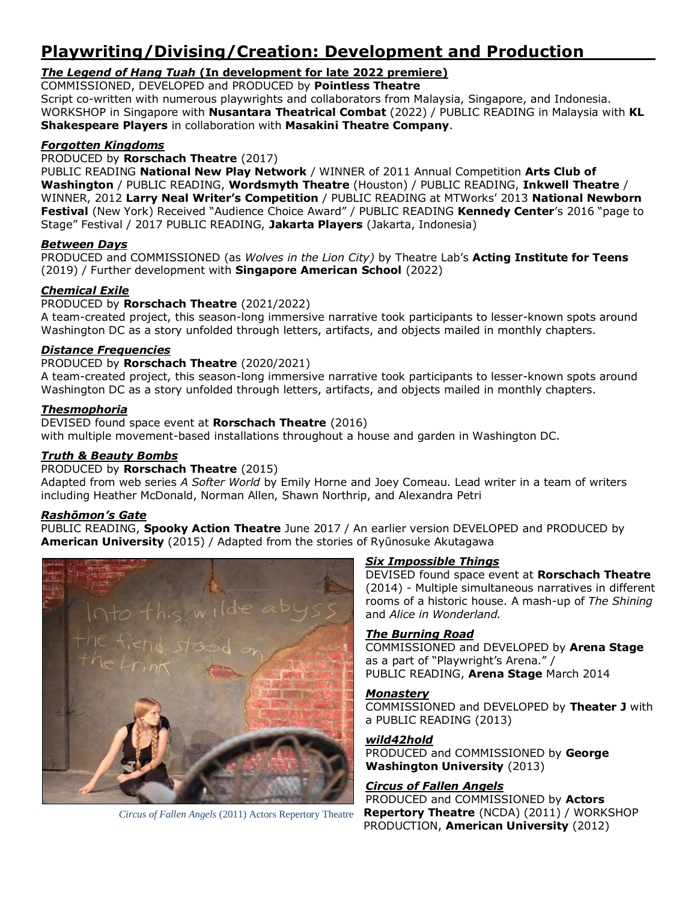# Playwriting/Devising/Creation: Development and Production

***The Legend of Hang Tuah* (In development for late 2022 premiere)**

COMMISSIONED, DEVELOPED and PRODUCED by **Pointless Theatre**
Script co-written with numerous playwrights and collaborators from Malaysia, Singapore, and Indonesia.
WORKSHOP in Singapore with **Nusantara Theatrical Combat** (2022) / PUBLIC READING in Malaysia with **KL Shakespeare Players** in collaboration with **Masakini Theatre Company**.

***Forgotten Kingdoms***

PRODUCED by **Rorschach Theatre** (2017)
PUBLIC READING **National New Play Network** / WINNER of 2011 Annual Competition **Arts Club of Washington** / PUBLIC READING, **Wordsmyth Theatre** (Houston) / PUBLIC READING, **Inkwell Theatre** / WINNER, 2012 **Larry Neal Writer's Competition** / PUBLIC READING at MTWorks' 2013 **National Newborn Festival** (New York) Received "Audience Choice Award" / PUBLIC READING **Kennedy Center**'s 2016 "page to Stage" Festival / 2017 PUBLIC READING, **Jakarta Players** (Jakarta, Indonesia)

***Between Days***

PRODUCED and COMMISSIONED (as *Wolves in the Lion City)* by Theatre Lab's **Acting Institute for Teens** (2019) / Further development with **Singapore American School** (2022)

***Chemical Exile***

PRODUCED by **Rorschach Theatre** (2021/2022)
A team-created project, this season-long immersive narrative took participants to lesser-known spots around Washington DC as a story unfolded through letters, artifacts, and objects mailed in monthly chapters.

***Distance Frequencies***

PRODUCED by **Rorschach Theatre** (2020/2021)
A team-created project, this season-long immersive narrative took participants to lesser-known spots around Washington DC as a story unfolded through letters, artifacts, and objects mailed in monthly chapters.

***Thesmophoria***

DEVISED found space event at **Rorschach Theatre** (2016)
with multiple movement-based installations throughout a house and garden in Washington DC.

***Truth & Beauty Bombs***

PRODUCED by **Rorschach Theatre** (2015)
Adapted from web series *A Softer World* by Emily Horne and Joey Comeau. Lead writer in a team of writers including Heather McDonald, Norman Allen, Shawn Northrip, and Alexandra Petri

***Rashōmon's Gate***

PUBLIC READING, **Spooky Action Theatre** June 2017 / An earlier version DEVELOPED and PRODUCED by **American University** (2015) / Adapted from the stories of Ryūnosuke Akutagawa

*Circus of Fallen Angels* (2011) Actors Repertory Theatre

***Six Impossible Things***

DEVISED found space event at **Rorschach Theatre** (2014) - Multiple simultaneous narratives in different rooms of a historic house. A mash-up of *The Shining* and *Alice in Wonderland.*

***The Burning Road***

COMMISSIONED and DEVELOPED by **Arena Stage** as a part of "Playwright's Arena." /
PUBLIC READING, **Arena Stage** March 2014

***Monastery***

COMMISSIONED and DEVELOPED by **Theater J** with a PUBLIC READING (2013)

***wild42hold***

PRODUCED and COMMISSIONED by **George Washington University** (2013)

***Circus of Fallen Angels***

PRODUCED and COMMISSIONED by **Actors Repertory Theatre** (NCDA) (2011) / WORKSHOP PRODUCTION, **American University** (2012)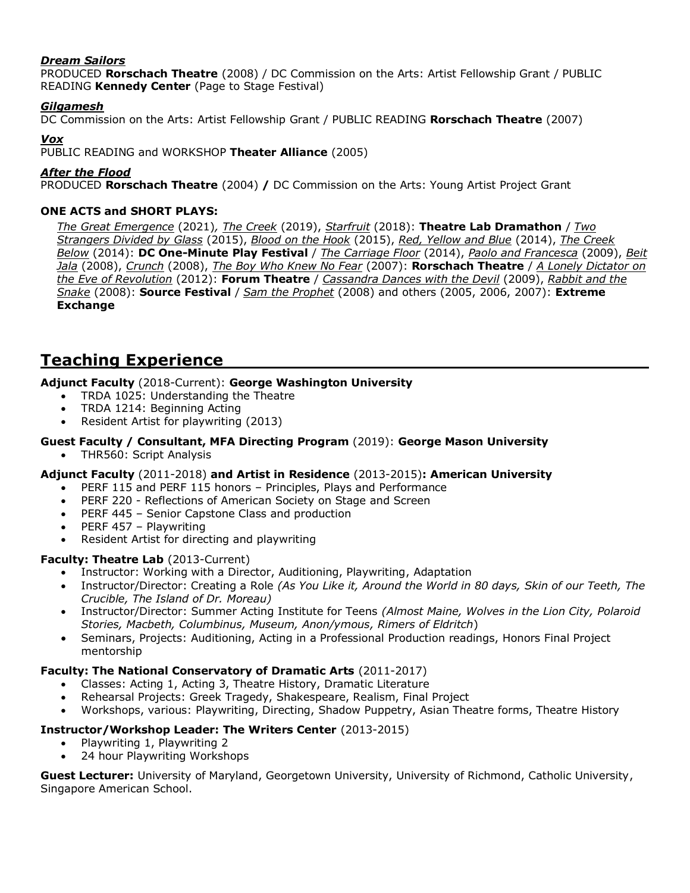***Dream Sailors***
PRODUCED **Rorschach Theatre** (2008) / DC Commission on the Arts: Artist Fellowship Grant / PUBLIC READING **Kennedy Center** (Page to Stage Festival)

***Gilgamesh***
DC Commission on the Arts: Artist Fellowship Grant / PUBLIC READING **Rorschach Theatre** (2007)

***Vox***
PUBLIC READING and WORKSHOP **Theater Alliance** (2005)

***After the Flood***
PRODUCED **Rorschach Theatre** (2004) **/** DC Commission on the Arts: Young Artist Project Grant

**ONE ACTS and SHORT PLAYS:**

*The Great Emergence* (2021), *The Creek* (2019), *Starfruit* (2018): **Theatre Lab Dramathon** / *Two Strangers Divided by Glass* (2015), *Blood on the Hook* (2015), *Red, Yellow and Blue* (2014), *The Creek Below* (2014): **DC One-Minute Play Festival** / *The Carriage Floor* (2014), *Paolo and Francesca* (2009), *Beit Jala* (2008), *Crunch* (2008), *The Boy Who Knew No Fear* (2007): **Rorschach Theatre** / *A Lonely Dictator on the Eve of Revolution* (2012): **Forum Theatre** / *Cassandra Dances with the Devil* (2009), *Rabbit and the Snake* (2008): **Source Festival** / *Sam the Prophet* (2008) and others (2005, 2006, 2007): **Extreme Exchange**

## Teaching Experience

**Adjunct Faculty** (2018-Current): **George Washington University**
- TRDA 1025: Understanding the Theatre
- TRDA 1214: Beginning Acting
- Resident Artist for playwriting (2013)

**Guest Faculty / Consultant, MFA Directing Program** (2019): **George Mason University**
- THR560: Script Analysis

**Adjunct Faculty** (2011-2018) **and Artist in Residence** (2013-2015)**: American University**
- PERF 115 and PERF 115 honors – Principles, Plays and Performance
- PERF 220 - Reflections of American Society on Stage and Screen
- PERF 445 – Senior Capstone Class and production
- PERF 457 – Playwriting
- Resident Artist for directing and playwriting

**Faculty: Theatre Lab** (2013-Current)
- Instructor: Working with a Director, Auditioning, Playwriting, Adaptation
- Instructor/Director: Creating a Role *(As You Like it, Around the World in 80 days, Skin of our Teeth, The Crucible, The Island of Dr. Moreau)*
- Instructor/Director: Summer Acting Institute for Teens *(Almost Maine, Wolves in the Lion City, Polaroid Stories, Macbeth, Columbinus, Museum, Anon/ymous, Rimers of Eldritch*)
- Seminars, Projects: Auditioning, Acting in a Professional Production readings, Honors Final Project mentorship

**Faculty: The National Conservatory of Dramatic Arts** (2011-2017)
- Classes: Acting 1, Acting 3, Theatre History, Dramatic Literature
- Rehearsal Projects: Greek Tragedy, Shakespeare, Realism, Final Project
- Workshops, various: Playwriting, Directing, Shadow Puppetry, Asian Theatre forms, Theatre History

**Instructor/Workshop Leader: The Writers Center** (2013-2015)
- Playwriting 1, Playwriting 2
- 24 hour Playwriting Workshops

**Guest Lecturer:** University of Maryland, Georgetown University, University of Richmond, Catholic University, Singapore American School.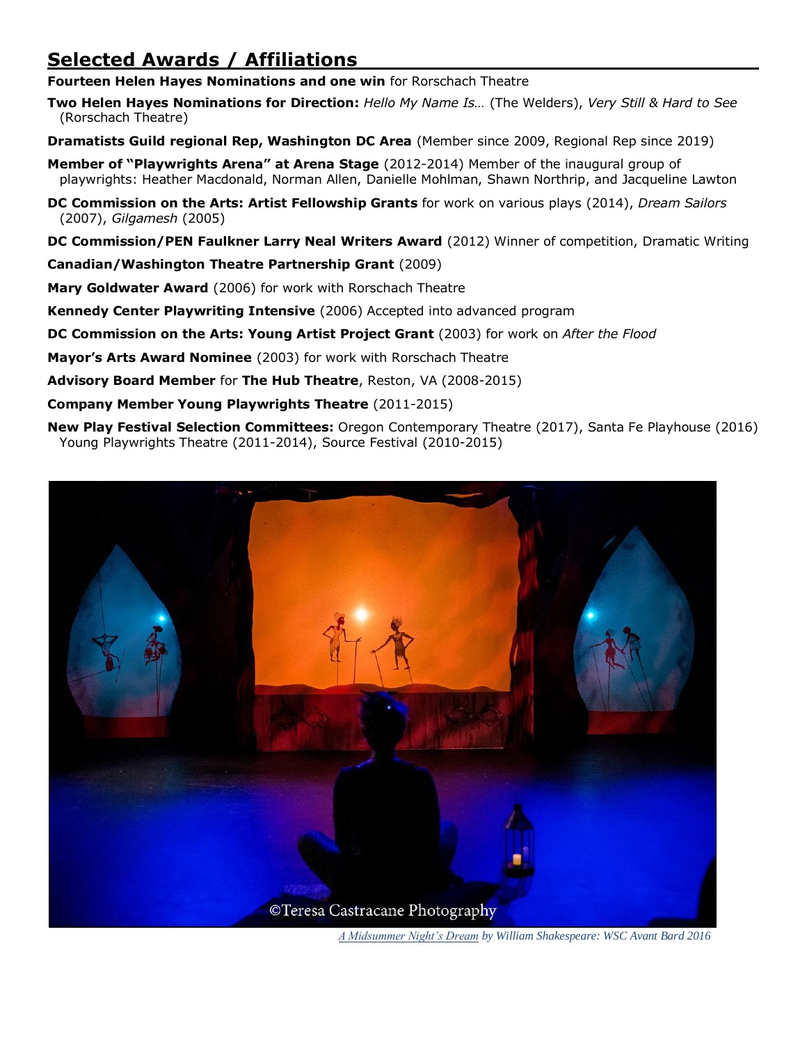## Selected Awards / Affiliations

**Fourteen Helen Hayes Nominations and one win** for Rorschach Theatre

**Two Helen Hayes Nominations for Direction:** *Hello My Name Is…* (The Welders), *Very Still & Hard to See* (Rorschach Theatre)

**Dramatists Guild regional Rep, Washington DC Area** (Member since 2009, Regional Rep since 2019)

**Member of "Playwrights Arena" at Arena Stage** (2012-2014) Member of the inaugural group of playwrights: Heather Macdonald, Norman Allen, Danielle Mohlman, Shawn Northrip, and Jacqueline Lawton

**DC Commission on the Arts: Artist Fellowship Grants** for work on various plays (2014), *Dream Sailors* (2007), *Gilgamesh* (2005)

**DC Commission/PEN Faulkner Larry Neal Writers Award** (2012) Winner of competition, Dramatic Writing

**Canadian/Washington Theatre Partnership Grant** (2009)

**Mary Goldwater Award** (2006) for work with Rorschach Theatre

**Kennedy Center Playwriting Intensive** (2006) Accepted into advanced program

**DC Commission on the Arts: Young Artist Project Grant** (2003) for work on *After the Flood*

**Mayor's Arts Award Nominee** (2003) for work with Rorschach Theatre

**Advisory Board Member** for **The Hub Theatre**, Reston, VA (2008-2015)

**Company Member Young Playwrights Theatre** (2011-2015)

**New Play Festival Selection Committees:** Oregon Contemporary Theatre (2017), Santa Fe Playhouse (2016) Young Playwrights Theatre (2011-2014), Source Festival (2010-2015)

©Teresa Castracane Photography

*A Midsummer Night's Dream by William Shakespeare: WSC Avant Bard 2016*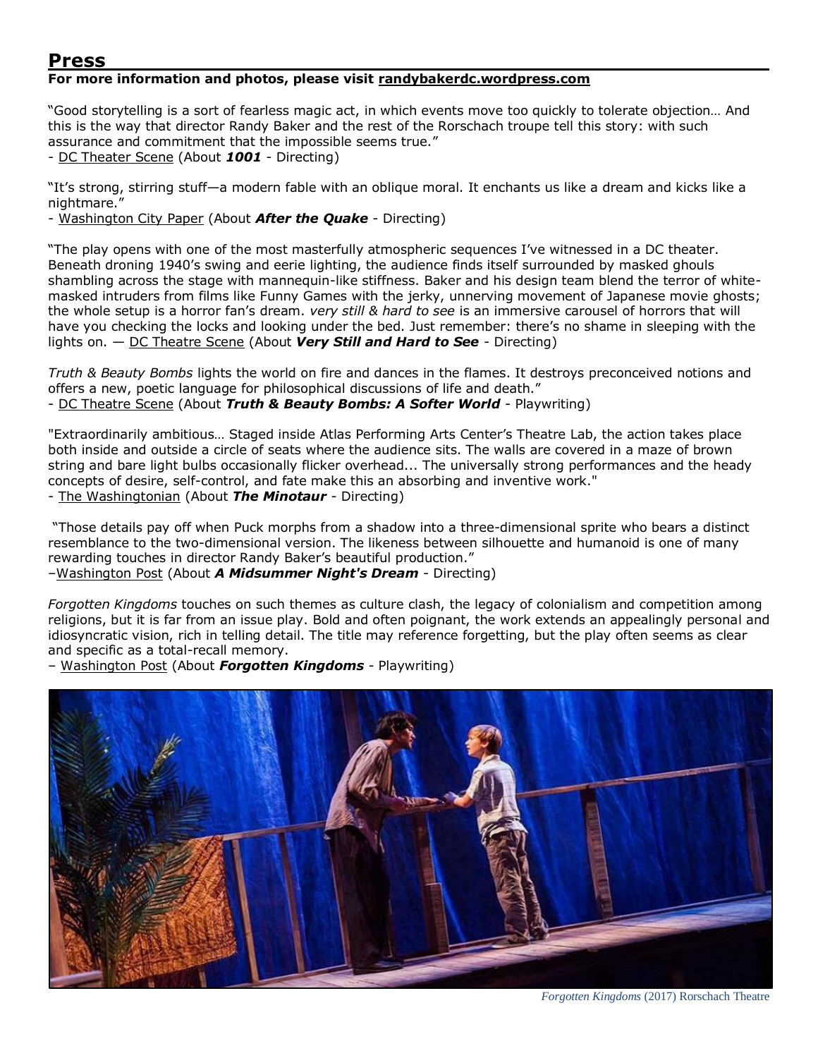## Press

**For more information and photos, please visit randybakerdc.wordpress.com**

"Good storytelling is a sort of fearless magic act, in which events move too quickly to tolerate objection… And this is the way that director Randy Baker and the rest of the Rorschach troupe tell this story: with such assurance and commitment that the impossible seems true."
- DC Theater Scene (About ***1001*** - Directing)

"It's strong, stirring stuff—a modern fable with an oblique moral. It enchants us like a dream and kicks like a nightmare."
- Washington City Paper (About ***After the Quake*** - Directing)

"The play opens with one of the most masterfully atmospheric sequences I've witnessed in a DC theater. Beneath droning 1940's swing and eerie lighting, the audience finds itself surrounded by masked ghouls shambling across the stage with mannequin-like stiffness. Baker and his design team blend the terror of white-masked intruders from films like Funny Games with the jerky, unnerving movement of Japanese movie ghosts; the whole setup is a horror fan's dream. *very still & hard to see* is an immersive carousel of horrors that will have you checking the locks and looking under the bed. Just remember: there's no shame in sleeping with the lights on. — DC Theatre Scene (About ***Very Still and Hard to See*** - Directing)

*Truth & Beauty Bombs* lights the world on fire and dances in the flames. It destroys preconceived notions and offers a new, poetic language for philosophical discussions of life and death."
- DC Theatre Scene (About ***Truth & Beauty Bombs: A Softer World*** - Playwriting)

"Extraordinarily ambitious… Staged inside Atlas Performing Arts Center's Theatre Lab, the action takes place both inside and outside a circle of seats where the audience sits. The walls are covered in a maze of brown string and bare light bulbs occasionally flicker overhead... The universally strong performances and the heady concepts of desire, self-control, and fate make this an absorbing and inventive work."
- The Washingtonian (About ***The Minotaur*** - Directing)

"Those details pay off when Puck morphs from a shadow into a three-dimensional sprite who bears a distinct resemblance to the two-dimensional version. The likeness between silhouette and humanoid is one of many rewarding touches in director Randy Baker's beautiful production."
–Washington Post (About ***A Midsummer Night's Dream*** - Directing)

*Forgotten Kingdoms* touches on such themes as culture clash, the legacy of colonialism and competition among religions, but it is far from an issue play. Bold and often poignant, the work extends an appealingly personal and idiosyncratic vision, rich in telling detail. The title may reference forgetting, but the play often seems as clear and specific as a total-recall memory.
– Washington Post (About ***Forgotten Kingdoms*** - Playwriting)

*Forgotten Kingdoms* (2017) Rorschach Theatre